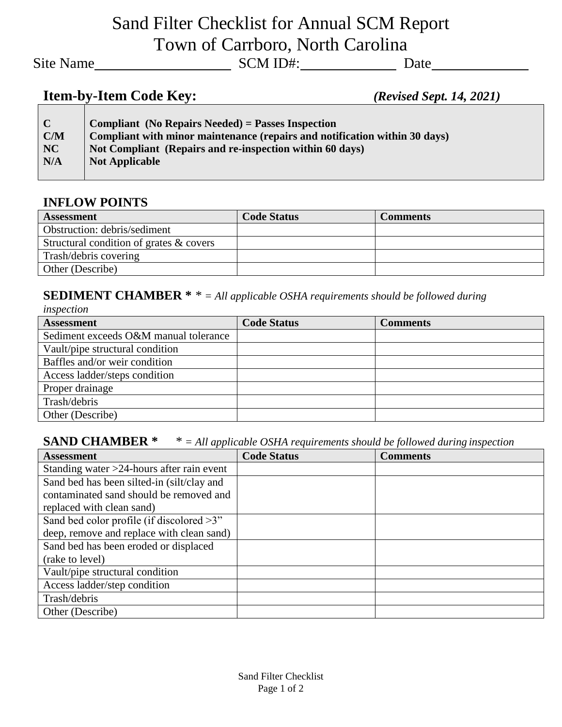# Sand Filter Checklist for Annual SCM Report
# Town of Carrboro, North Carolina

Site Name\_\_\_\_\_\_\_\_\_\_\_\_\_\_\_\_\_\_\_\_ SCM ID#:\_\_\_\_\_\_\_\_\_\_\_\_\_\_ Date\_\_\_\_\_\_\_\_\_\_\_\_\_\_

## Item-by-Item Code Key: *(Revised Sept. 14, 2021)*

| | |
|---|---|
| **C** | **Compliant (No Repairs Needed) = Passes Inspection** |
| **C/M** | **Compliant with minor maintenance (repairs and notification within 30 days)** |
| **NC** | **Not Compliant (Repairs and re-inspection within 60 days)** |
| **N/A** | **Not Applicable** |

### INFLOW POINTS

| Assessment | Code Status | Comments |
|---|---|---|
| Obstruction: debris/sediment | | |
| Structural condition of grates & covers | | |
| Trash/debris covering | | |
| Other (Describe) | | |

### SEDIMENT CHAMBER * 

* = *All applicable OSHA requirements should be followed during inspection*

| Assessment | Code Status | Comments |
|---|---|---|
| Sediment exceeds O&M manual tolerance | | |
| Vault/pipe structural condition | | |
| Baffles and/or weir condition | | |
| Access ladder/steps condition | | |
| Proper drainage | | |
| Trash/debris | | |
| Other (Describe) | | |

### SAND CHAMBER * 

* = *All applicable OSHA requirements should be followed during inspection*

| Assessment | Code Status | Comments |
|---|---|---|
| Standing water >24-hours after rain event | | |
| Sand bed has been silted-in (silt/clay and contaminated sand should be removed and replaced with clean sand) | | |
| Sand bed color profile (if discolored >3" deep, remove and replace with clean sand) | | |
| Sand bed has been eroded or displaced (rake to level) | | |
| Vault/pipe structural condition | | |
| Access ladder/step condition | | |
| Trash/debris | | |
| Other (Describe) | | |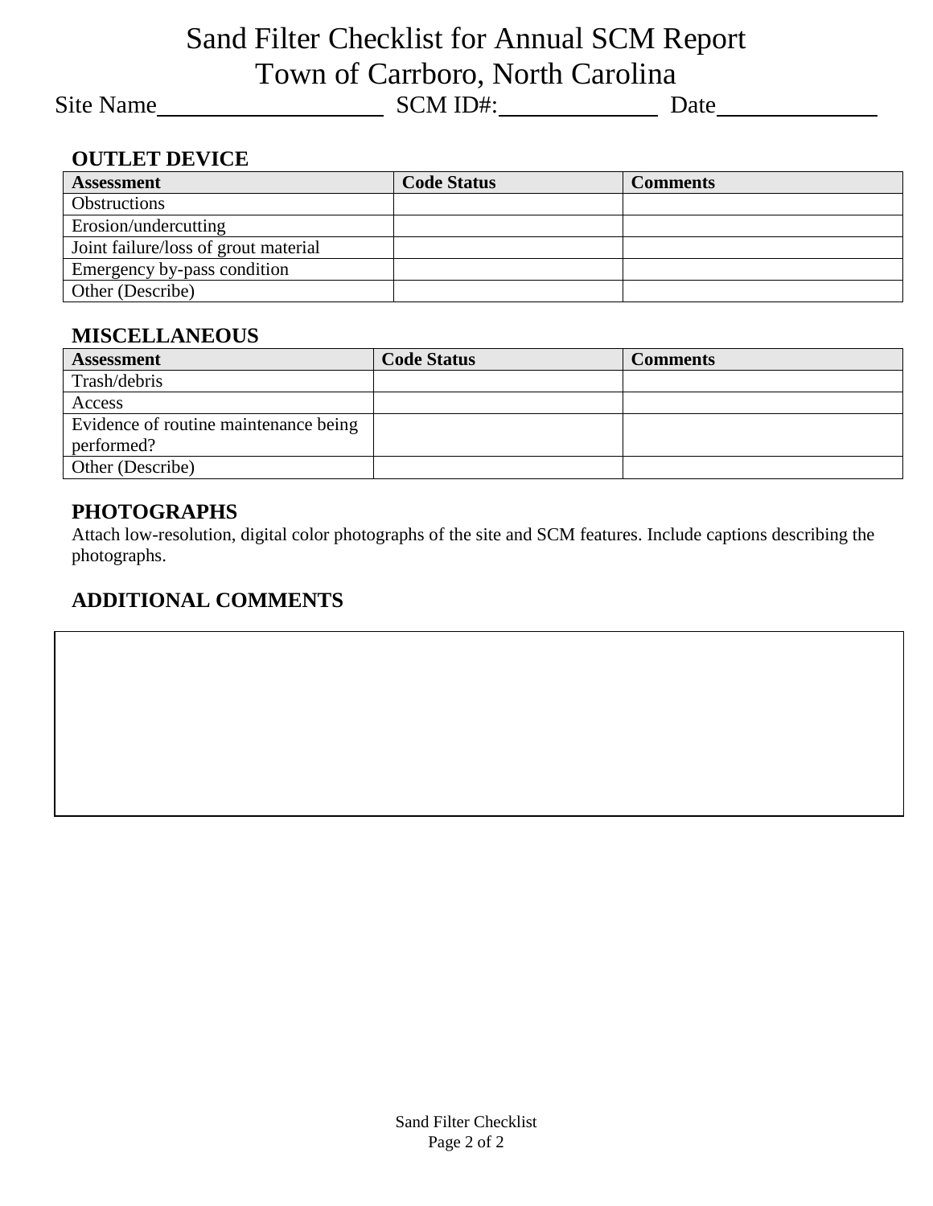# Sand Filter Checklist for Annual SCM Report
# Town of Carrboro, North Carolina

Site Name\_\_\_\_\_\_\_\_\_\_\_\_\_\_\_\_\_\_ SCM ID#:\_\_\_\_\_\_\_\_\_\_\_\_\_ Date\_\_\_\_\_\_\_\_\_\_\_\_\_

## OUTLET DEVICE

| Assessment | Code Status | Comments |
|---|---|---|
| Obstructions | | |
| Erosion/undercutting | | |
| Joint failure/loss of grout material | | |
| Emergency by-pass condition | | |
| Other (Describe) | | |

## MISCELLANEOUS

| Assessment | Code Status | Comments |
|---|---|---|
| Trash/debris | | |
| Access | | |
| Evidence of routine maintenance being performed? | | |
| Other (Describe) | | |

## PHOTOGRAPHS

Attach low-resolution, digital color photographs of the site and SCM features. Include captions describing the photographs.

## ADDITIONAL COMMENTS